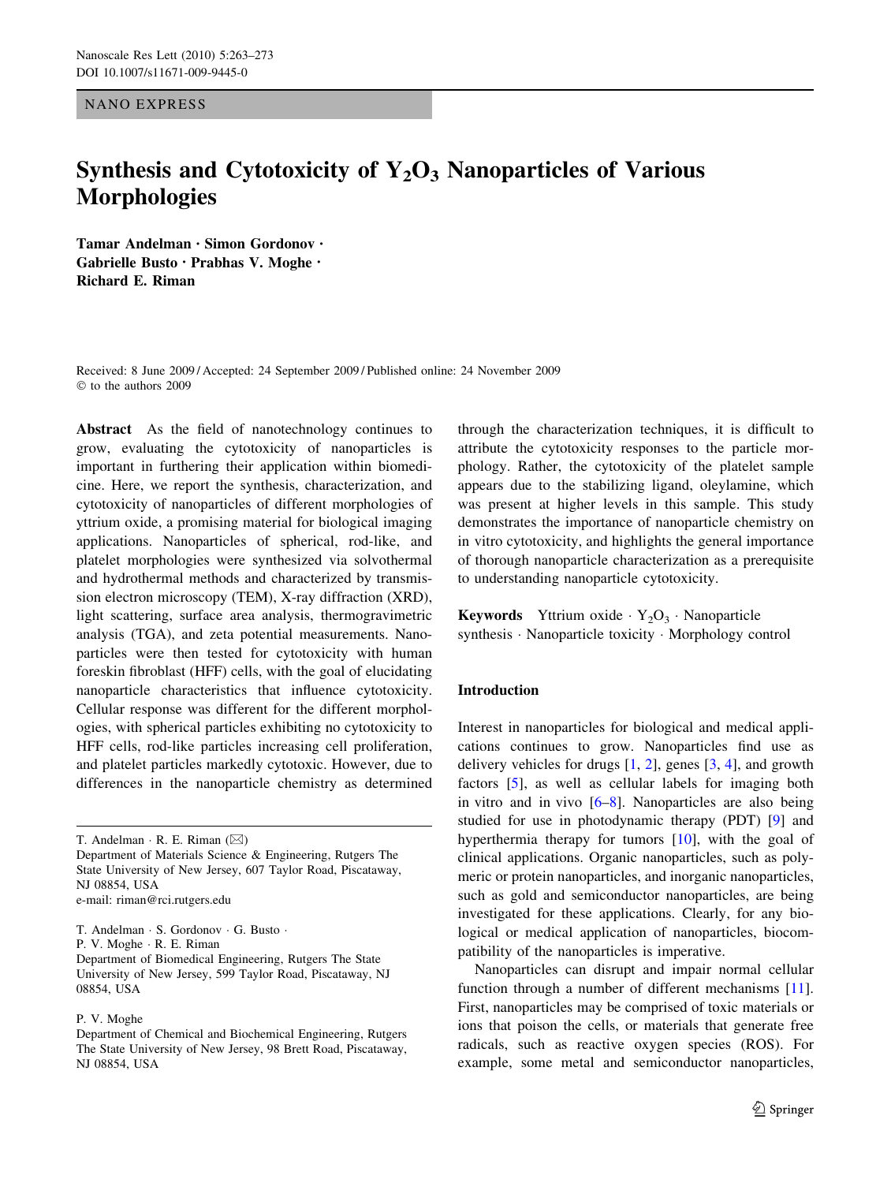NANO EXPRESS

# Synthesis and Cytotoxicity of $Y_2O_3$ Nanoparticles of Various Morphologies

**Tamar Andelman · Simon Gordonov · Gabrielle Busto · Prabhas V. Moghe · Richard E. Riman**

Received: 8 June 2009 / Accepted: 24 September 2009 / Published online: 24 November 2009
© to the authors 2009

**Abstract** As the field of nanotechnology continues to grow, evaluating the cytotoxicity of nanoparticles is important in furthering their application within biomedicine. Here, we report the synthesis, characterization, and cytotoxicity of nanoparticles of different morphologies of yttrium oxide, a promising material for biological imaging applications. Nanoparticles of spherical, rod-like, and platelet morphologies were synthesized via solvothermal and hydrothermal methods and characterized by transmission electron microscopy (TEM), X-ray diffraction (XRD), light scattering, surface area analysis, thermogravimetric analysis (TGA), and zeta potential measurements. Nanoparticles were then tested for cytotoxicity with human foreskin fibroblast (HFF) cells, with the goal of elucidating nanoparticle characteristics that influence cytotoxicity. Cellular response was different for the different morphologies, with spherical particles exhibiting no cytotoxicity to HFF cells, rod-like particles increasing cell proliferation, and platelet particles markedly cytotoxic. However, due to differences in the nanoparticle chemistry as determined through the characterization techniques, it is difficult to attribute the cytotoxicity responses to the particle morphology. Rather, the cytotoxicity of the platelet sample appears due to the stabilizing ligand, oleylamine, which was present at higher levels in this sample. This study demonstrates the importance of nanoparticle chemistry on in vitro cytotoxicity, and highlights the general importance of thorough nanoparticle characterization as a prerequisite to understanding nanoparticle cytotoxicity.

**Keywords** Yttrium oxide · $Y_2O_3$ · Nanoparticle synthesis · Nanoparticle toxicity · Morphology control

T. Andelman · R. E. Riman (✉)
Department of Materials Science & Engineering, Rutgers The State University of New Jersey, 607 Taylor Road, Piscataway, NJ 08854, USA
e-mail: riman@rci.rutgers.edu

T. Andelman · S. Gordonov · G. Busto · P. V. Moghe · R. E. Riman
Department of Biomedical Engineering, Rutgers The State University of New Jersey, 599 Taylor Road, Piscataway, NJ 08854, USA

P. V. Moghe
Department of Chemical and Biochemical Engineering, Rutgers The State University of New Jersey, 98 Brett Road, Piscataway, NJ 08854, USA

## Introduction

Interest in nanoparticles for biological and medical applications continues to grow. Nanoparticles find use as delivery vehicles for drugs [1, 2], genes [3, 4], and growth factors [5], as well as cellular labels for imaging both in vitro and in vivo [6–8]. Nanoparticles are also being studied for use in photodynamic therapy (PDT) [9] and hyperthermia therapy for tumors [10], with the goal of clinical applications. Organic nanoparticles, such as polymeric or protein nanoparticles, and inorganic nanoparticles, such as gold and semiconductor nanoparticles, are being investigated for these applications. Clearly, for any biological or medical application of nanoparticles, biocompatibility of the nanoparticles is imperative.

Nanoparticles can disrupt and impair normal cellular function through a number of different mechanisms [11]. First, nanoparticles may be comprised of toxic materials or ions that poison the cells, or materials that generate free radicals, such as reactive oxygen species (ROS). For example, some metal and semiconductor nanoparticles,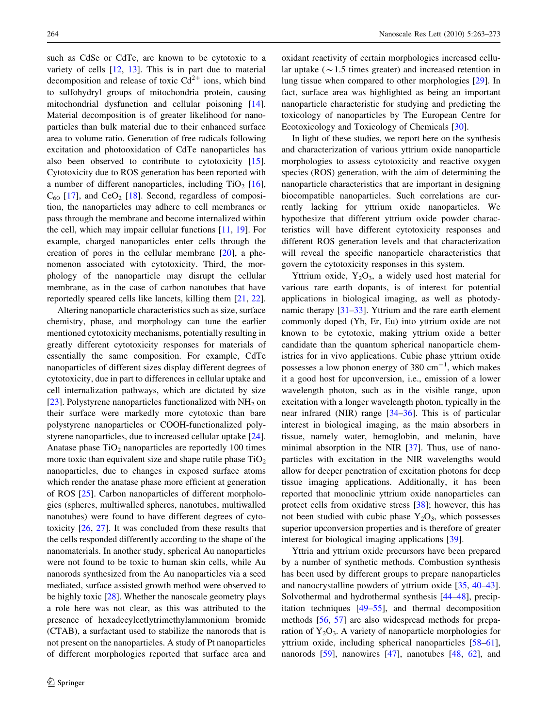such as CdSe or CdTe, are known to be cytotoxic to a variety of cells [12, 13]. This is in part due to material decomposition and release of toxic $Cd^{2+}$ ions, which bind to sulfohydryl groups of mitochondria protein, causing mitochondrial dysfunction and cellular poisoning [14]. Material decomposition is of greater likelihood for nanoparticles than bulk material due to their enhanced surface area to volume ratio. Generation of free radicals following excitation and photooxidation of CdTe nanoparticles has also been observed to contribute to cytotoxicity [15]. Cytotoxicity due to ROS generation has been reported with a number of different nanoparticles, including $TiO_2$ [16], $C_{60}$ [17], and $CeO_2$ [18]. Second, regardless of composition, the nanoparticles may adhere to cell membranes or pass through the membrane and become internalized within the cell, which may impair cellular functions [11, 19]. For example, charged nanoparticles enter cells through the creation of pores in the cellular membrane [20], a phenomenon associated with cytotoxicity. Third, the morphology of the nanoparticle may disrupt the cellular membrane, as in the case of carbon nanotubes that have reportedly speared cells like lancets, killing them [21, 22].

Altering nanoparticle characteristics such as size, surface chemistry, phase, and morphology can tune the earlier mentioned cytotoxicity mechanisms, potentially resulting in greatly different cytotoxicity responses for materials of essentially the same composition. For example, CdTe nanoparticles of different sizes display different degrees of cytotoxicity, due in part to differences in cellular uptake and cell internalization pathways, which are dictated by size [23]. Polystyrene nanoparticles functionalized with $NH_2$ on their surface were markedly more cytotoxic than bare polystyrene nanoparticles or COOH-functionalized polystyrene nanoparticles, due to increased cellular uptake [24]. Anatase phase $TiO_2$ nanoparticles are reportedly 100 times more toxic than equivalent size and shape rutile phase $TiO_2$ nanoparticles, due to changes in exposed surface atoms which render the anatase phase more efficient at generation of ROS [25]. Carbon nanoparticles of different morphologies (spheres, multiwalled spheres, nanotubes, multiwalled nanotubes) were found to have different degrees of cytotoxicity [26, 27]. It was concluded from these results that the cells responded differently according to the shape of the nanomaterials. In another study, spherical Au nanoparticles were not found to be toxic to human skin cells, while Au nanorods synthesized from the Au nanoparticles via a seed mediated, surface assisted growth method were observed to be highly toxic [28]. Whether the nanoscale geometry plays a role here was not clear, as this was attributed to the presence of hexadecylcetlytrimethylammonium bromide (CTAB), a surfactant used to stabilize the nanorods that is not present on the nanoparticles. A study of Pt nanoparticles of different morphologies reported that surface area and oxidant reactivity of certain morphologies increased cellular uptake (~1.5 times greater) and increased retention in lung tissue when compared to other morphologies [29]. In fact, surface area was highlighted as being an important nanoparticle characteristic for studying and predicting the toxicology of nanoparticles by The European Centre for Ecotoxicology and Toxicology of Chemicals [30].

In light of these studies, we report here on the synthesis and characterization of various yttrium oxide nanoparticle morphologies to assess cytotoxicity and reactive oxygen species (ROS) generation, with the aim of determining the nanoparticle characteristics that are important in designing biocompatible nanoparticles. Such correlations are currently lacking for yttrium oxide nanoparticles. We hypothesize that different yttrium oxide powder characteristics will have different cytotoxicity responses and different ROS generation levels and that characterization will reveal the specific nanoparticle characteristics that govern the cytotoxicity responses in this system.

Yttrium oxide, $Y_2O_3$, a widely used host material for various rare earth dopants, is of interest for potential applications in biological imaging, as well as photodynamic therapy [31–33]. Yttrium and the rare earth element commonly doped (Yb, Er, Eu) into yttrium oxide are not known to be cytotoxic, making yttrium oxide a better candidate than the quantum spherical nanoparticle chemistries for in vivo applications. Cubic phase yttrium oxide possesses a low phonon energy of 380 $cm^{-1}$, which makes it a good host for upconversion, i.e., emission of a lower wavelength photon, such as in the visible range, upon excitation with a longer wavelength photon, typically in the near infrared (NIR) range [34–36]. This is of particular interest in biological imaging, as the main absorbers in tissue, namely water, hemoglobin, and melanin, have minimal absorption in the NIR [37]. Thus, use of nanoparticles with excitation in the NIR wavelengths would allow for deeper penetration of excitation photons for deep tissue imaging applications. Additionally, it has been reported that monoclinic yttrium oxide nanoparticles can protect cells from oxidative stress [38]; however, this has not been studied with cubic phase $Y_2O_3$, which possesses superior upconversion properties and is therefore of greater interest for biological imaging applications [39].

Yttria and yttrium oxide precursors have been prepared by a number of synthetic methods. Combustion synthesis has been used by different groups to prepare nanoparticles and nanocrystalline powders of yttrium oxide [35, 40–43]. Solvothermal and hydrothermal synthesis [44–48], precipitation techniques [49–55], and thermal decomposition methods [56, 57] are also widespread methods for preparation of $Y_2O_3$. A variety of nanoparticle morphologies for yttrium oxide, including spherical nanoparticles [58–61], nanorods [59], nanowires [47], nanotubes [48, 62], and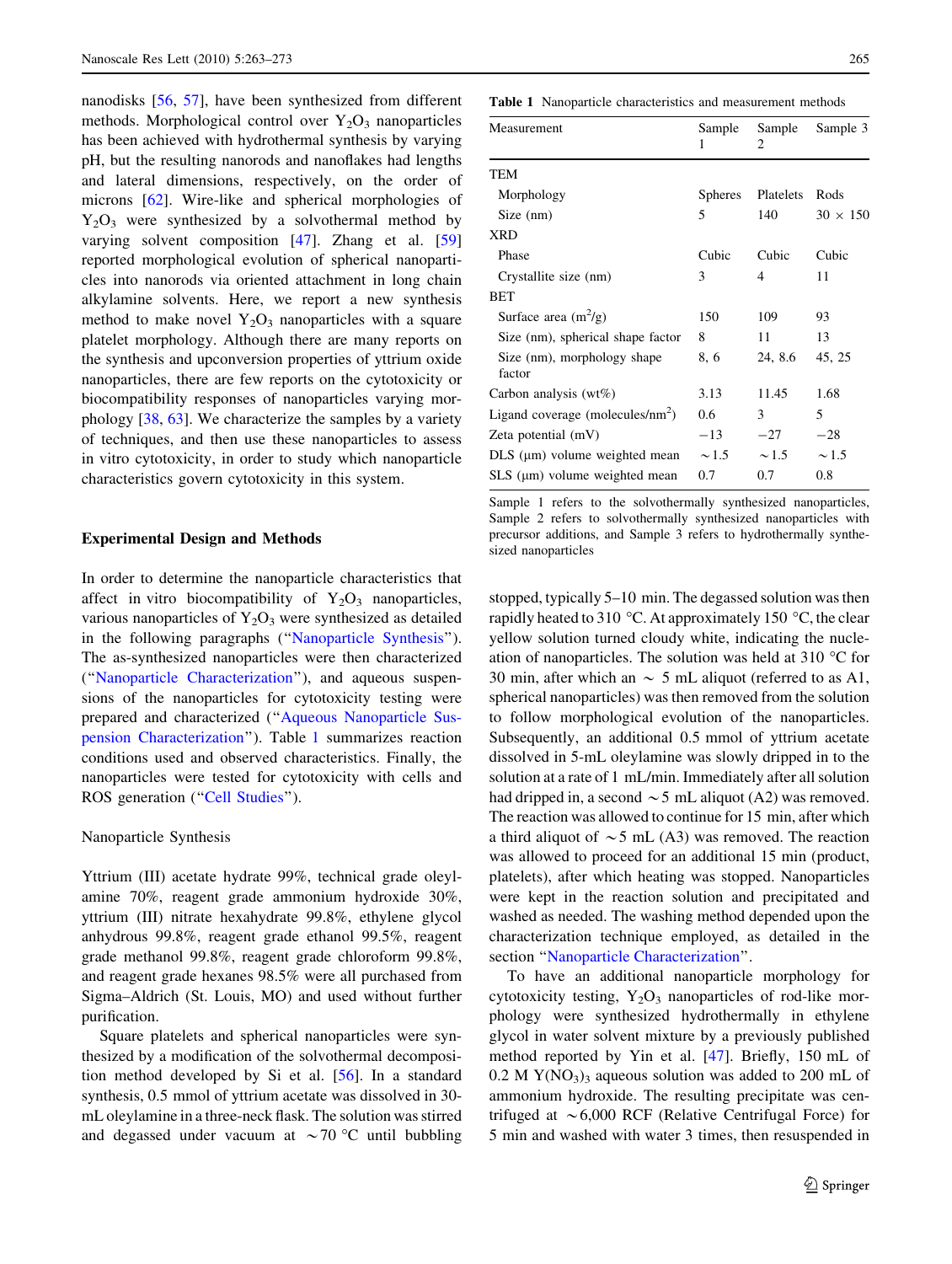nanodisks [56, 57], have been synthesized from different methods. Morphological control over $Y_2O_3$ nanoparticles has been achieved with hydrothermal synthesis by varying pH, but the resulting nanorods and nanoflakes had lengths and lateral dimensions, respectively, on the order of microns [62]. Wire-like and spherical morphologies of $Y_2O_3$ were synthesized by a solvothermal method by varying solvent composition [47]. Zhang et al. [59] reported morphological evolution of spherical nanoparticles into nanorods via oriented attachment in long chain alkylamine solvents. Here, we report a new synthesis method to make novel $Y_2O_3$ nanoparticles with a square platelet morphology. Although there are many reports on the synthesis and upconversion properties of yttrium oxide nanoparticles, there are few reports on the cytotoxicity or biocompatibility responses of nanoparticles varying morphology [38, 63]. We characterize the samples by a variety of techniques, and then use these nanoparticles to assess in vitro cytotoxicity, in order to study which nanoparticle characteristics govern cytotoxicity in this system.

## Experimental Design and Methods

In order to determine the nanoparticle characteristics that affect in vitro biocompatibility of $Y_2O_3$ nanoparticles, various nanoparticles of $Y_2O_3$ were synthesized as detailed in the following paragraphs ("Nanoparticle Synthesis"). The as-synthesized nanoparticles were then characterized ("Nanoparticle Characterization"), and aqueous suspensions of the nanoparticles for cytotoxicity testing were prepared and characterized ("Aqueous Nanoparticle Suspension Characterization"). Table 1 summarizes reaction conditions used and observed characteristics. Finally, the nanoparticles were tested for cytotoxicity with cells and ROS generation ("Cell Studies").

### Nanoparticle Synthesis

Yttrium (III) acetate hydrate 99%, technical grade oleylamine 70%, reagent grade ammonium hydroxide 30%, yttrium (III) nitrate hexahydrate 99.8%, ethylene glycol anhydrous 99.8%, reagent grade ethanol 99.5%, reagent grade methanol 99.8%, reagent grade chloroform 99.8%, and reagent grade hexanes 98.5% were all purchased from Sigma–Aldrich (St. Louis, MO) and used without further purification.

Square platelets and spherical nanoparticles were synthesized by a modification of the solvothermal decomposition method developed by Si et al. [56]. In a standard synthesis, 0.5 mmol of yttrium acetate was dissolved in 30-mL oleylamine in a three-neck flask. The solution was stirred and degassed under vacuum at ~70 °C until bubbling stopped, typically 5–10 min. The degassed solution was then rapidly heated to 310 °C. At approximately 150 °C, the clear yellow solution turned cloudy white, indicating the nucleation of nanoparticles. The solution was held at 310 °C for 30 min, after which an ~ 5 mL aliquot (referred to as A1, spherical nanoparticles) was then removed from the solution to follow morphological evolution of the nanoparticles. Subsequently, an additional 0.5 mmol of yttrium acetate dissolved in 5-mL oleylamine was slowly dripped in to the solution at a rate of 1 mL/min. Immediately after all solution had dripped in, a second ~5 mL aliquot (A2) was removed. The reaction was allowed to continue for 15 min, after which a third aliquot of ~5 mL (A3) was removed. The reaction was allowed to proceed for an additional 15 min (product, platelets), after which heating was stopped. Nanoparticles were kept in the reaction solution and precipitated and washed as needed. The washing method depended upon the characterization technique employed, as detailed in the section "Nanoparticle Characterization".

**Table 1** Nanoparticle characteristics and measurement methods

| Measurement | Sample 1 | Sample 2 | Sample 3 |
|---|---|---|---|
| TEM | | | |
| Morphology | Spheres | Platelets | Rods |
| Size (nm) | 5 | 140 | 30 × 150 |
| XRD | | | |
| Phase | Cubic | Cubic | Cubic |
| Crystallite size (nm) | 3 | 4 | 11 |
| BET | | | |
| Surface area ($m^2$/g) | 150 | 109 | 93 |
| Size (nm), spherical shape factor | 8 | 11 | 13 |
| Size (nm), morphology shape factor | 8, 6 | 24, 8.6 | 45, 25 |
| Carbon analysis (wt%) | 3.13 | 11.45 | 1.68 |
| Ligand coverage (molecules/$nm^2$) | 0.6 | 3 | 5 |
| Zeta potential (mV) | −13 | −27 | −28 |
| DLS (μm) volume weighted mean | ~1.5 | ~1.5 | ~1.5 |
| SLS (μm) volume weighted mean | 0.7 | 0.7 | 0.8 |

Sample 1 refers to the solvothermally synthesized nanoparticles, Sample 2 refers to solvothermally synthesized nanoparticles with precursor additions, and Sample 3 refers to hydrothermally synthesized nanoparticles

To have an additional nanoparticle morphology for cytotoxicity testing, $Y_2O_3$ nanoparticles of rod-like morphology were synthesized hydrothermally in ethylene glycol in water solvent mixture by a previously published method reported by Yin et al. [47]. Briefly, 150 mL of 0.2 M $Y(NO_3)_3$ aqueous solution was added to 200 mL of ammonium hydroxide. The resulting precipitate was centrifuged at ~6,000 RCF (Relative Centrifugal Force) for 5 min and washed with water 3 times, then resuspended in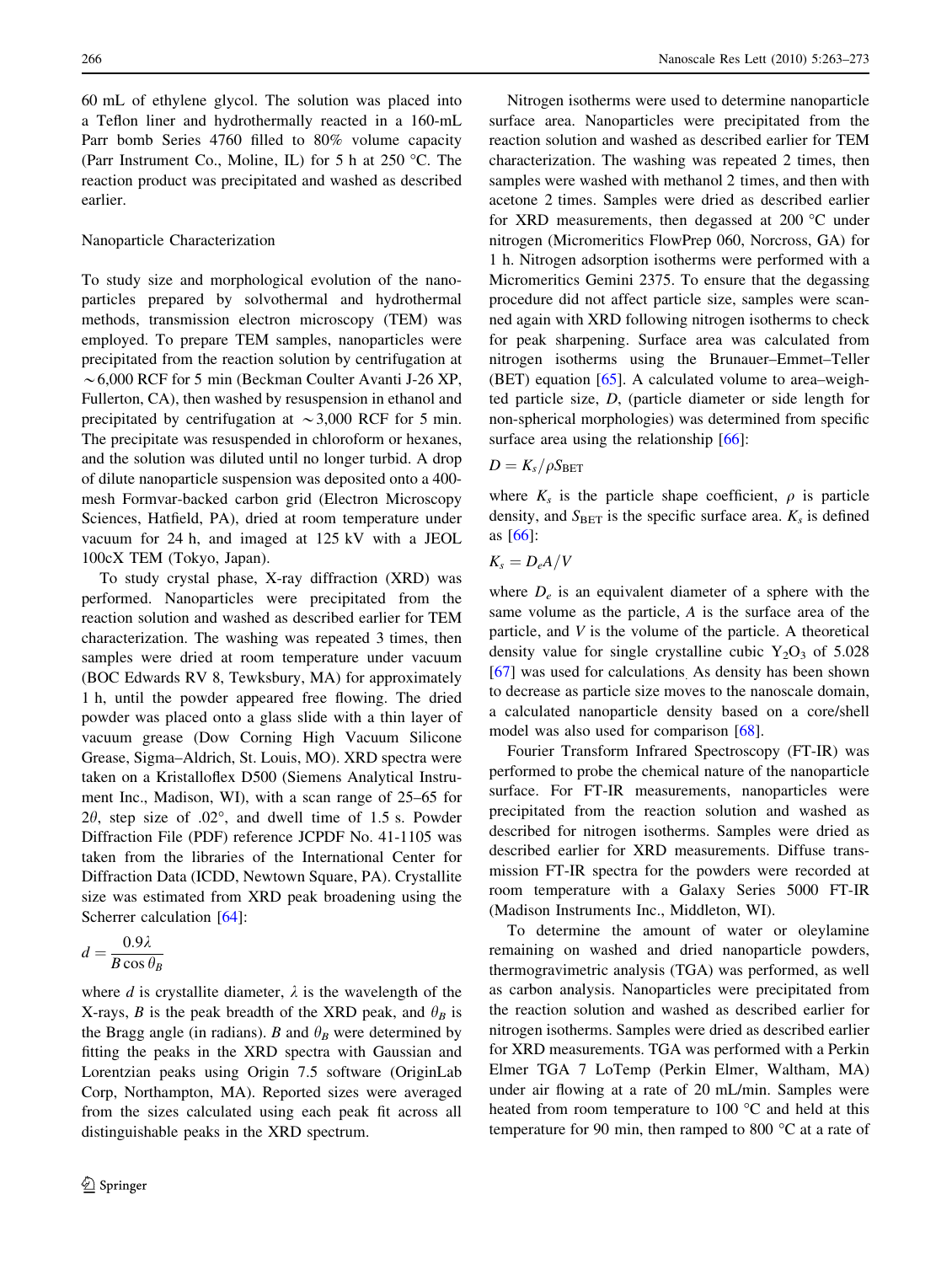60 mL of ethylene glycol. The solution was placed into a Teflon liner and hydrothermally reacted in a 160-mL Parr bomb Series 4760 filled to 80% volume capacity (Parr Instrument Co., Moline, IL) for 5 h at 250 °C. The reaction product was precipitated and washed as described earlier.

## Nanoparticle Characterization

To study size and morphological evolution of the nanoparticles prepared by solvothermal and hydrothermal methods, transmission electron microscopy (TEM) was employed. To prepare TEM samples, nanoparticles were precipitated from the reaction solution by centrifugation at ~6,000 RCF for 5 min (Beckman Coulter Avanti J-26 XP, Fullerton, CA), then washed by resuspension in ethanol and precipitated by centrifugation at ~3,000 RCF for 5 min. The precipitate was resuspended in chloroform or hexanes, and the solution was diluted until no longer turbid. A drop of dilute nanoparticle suspension was deposited onto a 400-mesh Formvar-backed carbon grid (Electron Microscopy Sciences, Hatfield, PA), dried at room temperature under vacuum for 24 h, and imaged at 125 kV with a JEOL 100cX TEM (Tokyo, Japan).

To study crystal phase, X-ray diffraction (XRD) was performed. Nanoparticles were precipitated from the reaction solution and washed as described earlier for TEM characterization. The washing was repeated 3 times, then samples were dried at room temperature under vacuum (BOC Edwards RV 8, Tewksbury, MA) for approximately 1 h, until the powder appeared free flowing. The dried powder was placed onto a glass slide with a thin layer of vacuum grease (Dow Corning High Vacuum Silicone Grease, Sigma–Aldrich, St. Louis, MO). XRD spectra were taken on a Kristalloflex D500 (Siemens Analytical Instrument Inc., Madison, WI), with a scan range of 25–65 for $2\theta$, step size of .02°, and dwell time of 1.5 s. Powder Diffraction File (PDF) reference JCPDF No. 41-1105 was taken from the libraries of the International Center for Diffraction Data (ICDD, Newtown Square, PA). Crystallite size was estimated from XRD peak broadening using the Scherrer calculation [64]:

$$d = \frac{0.9\lambda}{B\cos\theta_B}$$

where $d$ is crystallite diameter, $\lambda$ is the wavelength of the X-rays, $B$ is the peak breadth of the XRD peak, and $\theta_B$ is the Bragg angle (in radians). $B$ and $\theta_B$ were determined by fitting the peaks in the XRD spectra with Gaussian and Lorentzian peaks using Origin 7.5 software (OriginLab Corp, Northampton, MA). Reported sizes were averaged from the sizes calculated using each peak fit across all distinguishable peaks in the XRD spectrum.

Nitrogen isotherms were used to determine nanoparticle surface area. Nanoparticles were precipitated from the reaction solution and washed as described earlier for TEM characterization. The washing was repeated 2 times, then samples were washed with methanol 2 times, and then with acetone 2 times. Samples were dried as described earlier for XRD measurements, then degassed at 200 °C under nitrogen (Micromeritics FlowPrep 060, Norcross, GA) for 1 h. Nitrogen adsorption isotherms were performed with a Micromeritics Gemini 2375. To ensure that the degassing procedure did not affect particle size, samples were scanned again with XRD following nitrogen isotherms to check for peak sharpening. Surface area was calculated from nitrogen isotherms using the Brunauer–Emmet–Teller (BET) equation [65]. A calculated volume to area–weighted particle size, $D$, (particle diameter or side length for non-spherical morphologies) was determined from specific surface area using the relationship [66]:

$$D = K_s/\rho S_{\mathrm{BET}}$$

where $K_s$ is the particle shape coefficient, $\rho$ is particle density, and $S_{\mathrm{BET}}$ is the specific surface area. $K_s$ is defined as [66]:

$$K_s = D_e A/V$$

where $D_e$ is an equivalent diameter of a sphere with the same volume as the particle, $A$ is the surface area of the particle, and $V$ is the volume of the particle. A theoretical density value for single crystalline cubic $Y_2O_3$ of 5.028 [67] was used for calculations. As density has been shown to decrease as particle size moves to the nanoscale domain, a calculated nanoparticle density based on a core/shell model was also used for comparison [68].

Fourier Transform Infrared Spectroscopy (FT-IR) was performed to probe the chemical nature of the nanoparticle surface. For FT-IR measurements, nanoparticles were precipitated from the reaction solution and washed as described for nitrogen isotherms. Samples were dried as described earlier for XRD measurements. Diffuse transmission FT-IR spectra for the powders were recorded at room temperature with a Galaxy Series 5000 FT-IR (Madison Instruments Inc., Middleton, WI).

To determine the amount of water or oleylamine remaining on washed and dried nanoparticle powders, thermogravimetric analysis (TGA) was performed, as well as carbon analysis. Nanoparticles were precipitated from the reaction solution and washed as described earlier for nitrogen isotherms. Samples were dried as described earlier for XRD measurements. TGA was performed with a Perkin Elmer TGA 7 LoTemp (Perkin Elmer, Waltham, MA) under air flowing at a rate of 20 mL/min. Samples were heated from room temperature to 100 °C and held at this temperature for 90 min, then ramped to 800 °C at a rate of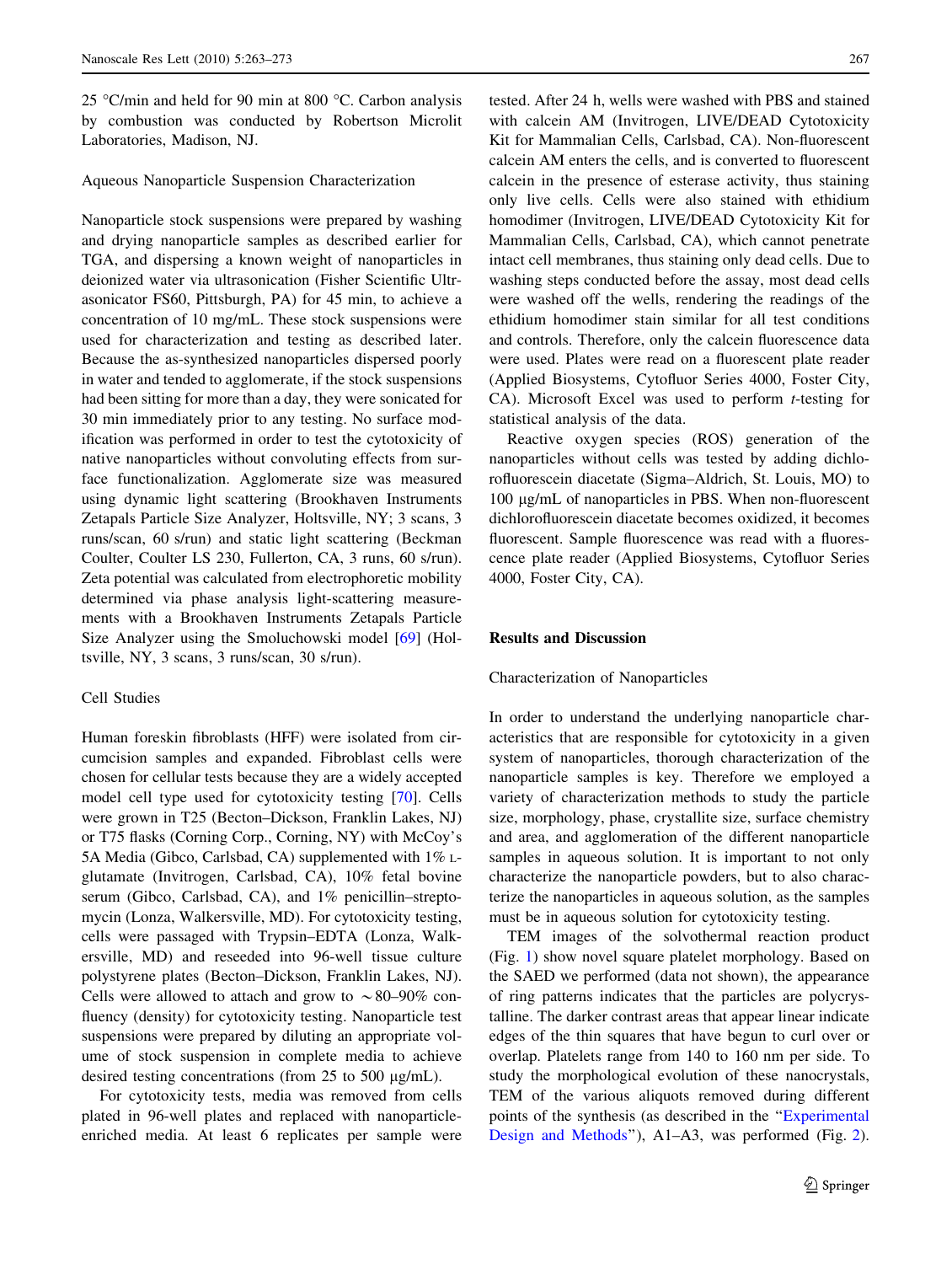25 °C/min and held for 90 min at 800 °C. Carbon analysis by combustion was conducted by Robertson Microlit Laboratories, Madison, NJ.

### Aqueous Nanoparticle Suspension Characterization

Nanoparticle stock suspensions were prepared by washing and drying nanoparticle samples as described earlier for TGA, and dispersing a known weight of nanoparticles in deionized water via ultrasonication (Fisher Scientific Ultrasonicator FS60, Pittsburgh, PA) for 45 min, to achieve a concentration of 10 mg/mL. These stock suspensions were used for characterization and testing as described later. Because the as-synthesized nanoparticles dispersed poorly in water and tended to agglomerate, if the stock suspensions had been sitting for more than a day, they were sonicated for 30 min immediately prior to any testing. No surface modification was performed in order to test the cytotoxicity of native nanoparticles without convoluting effects from surface functionalization. Agglomerate size was measured using dynamic light scattering (Brookhaven Instruments Zetapals Particle Size Analyzer, Holtsville, NY; 3 scans, 3 runs/scan, 60 s/run) and static light scattering (Beckman Coulter, Coulter LS 230, Fullerton, CA, 3 runs, 60 s/run). Zeta potential was calculated from electrophoretic mobility determined via phase analysis light-scattering measurements with a Brookhaven Instruments Zetapals Particle Size Analyzer using the Smoluchowski model [69] (Holtsville, NY, 3 scans, 3 runs/scan, 30 s/run).

### Cell Studies

Human foreskin fibroblasts (HFF) were isolated from circumcision samples and expanded. Fibroblast cells were chosen for cellular tests because they are a widely accepted model cell type used for cytotoxicity testing [70]. Cells were grown in T25 (Becton–Dickson, Franklin Lakes, NJ) or T75 flasks (Corning Corp., Corning, NY) with McCoy's 5A Media (Gibco, Carlsbad, CA) supplemented with 1% L-glutamate (Invitrogen, Carlsbad, CA), 10% fetal bovine serum (Gibco, Carlsbad, CA), and 1% penicillin–streptomycin (Lonza, Walkersville, MD). For cytotoxicity testing, cells were passaged with Trypsin–EDTA (Lonza, Walkersville, MD) and reseeded into 96-well tissue culture polystyrene plates (Becton–Dickson, Franklin Lakes, NJ). Cells were allowed to attach and grow to ~80–90% confluency (density) for cytotoxicity testing. Nanoparticle test suspensions were prepared by diluting an appropriate volume of stock suspension in complete media to achieve desired testing concentrations (from 25 to 500 μg/mL).

For cytotoxicity tests, media was removed from cells plated in 96-well plates and replaced with nanoparticle-enriched media. At least 6 replicates per sample were tested. After 24 h, wells were washed with PBS and stained with calcein AM (Invitrogen, LIVE/DEAD Cytotoxicity Kit for Mammalian Cells, Carlsbad, CA). Non-fluorescent calcein AM enters the cells, and is converted to fluorescent calcein in the presence of esterase activity, thus staining only live cells. Cells were also stained with ethidium homodimer (Invitrogen, LIVE/DEAD Cytotoxicity Kit for Mammalian Cells, Carlsbad, CA), which cannot penetrate intact cell membranes, thus staining only dead cells. Due to washing steps conducted before the assay, most dead cells were washed off the wells, rendering the readings of the ethidium homodimer stain similar for all test conditions and controls. Therefore, only the calcein fluorescence data were used. Plates were read on a fluorescent plate reader (Applied Biosystems, Cytofluor Series 4000, Foster City, CA). Microsoft Excel was used to perform *t*-testing for statistical analysis of the data.

Reactive oxygen species (ROS) generation of the nanoparticles without cells was tested by adding dichlorofluorescein diacetate (Sigma–Aldrich, St. Louis, MO) to 100 μg/mL of nanoparticles in PBS. When non-fluorescent dichlorofluorescein diacetate becomes oxidized, it becomes fluorescent. Sample fluorescence was read with a fluorescence plate reader (Applied Biosystems, Cytofluor Series 4000, Foster City, CA).

## Results and Discussion

### Characterization of Nanoparticles

In order to understand the underlying nanoparticle characteristics that are responsible for cytotoxicity in a given system of nanoparticles, thorough characterization of the nanoparticle samples is key. Therefore we employed a variety of characterization methods to study the particle size, morphology, phase, crystallite size, surface chemistry and area, and agglomeration of the different nanoparticle samples in aqueous solution. It is important to not only characterize the nanoparticle powders, but to also characterize the nanoparticles in aqueous solution, as the samples must be in aqueous solution for cytotoxicity testing.

TEM images of the solvothermal reaction product (Fig. 1) show novel square platelet morphology. Based on the SAED we performed (data not shown), the appearance of ring patterns indicates that the particles are polycrystalline. The darker contrast areas that appear linear indicate edges of the thin squares that have begun to curl over or overlap. Platelets range from 140 to 160 nm per side. To study the morphological evolution of these nanocrystals, TEM of the various aliquots removed during different points of the synthesis (as described in the "Experimental Design and Methods"), A1–A3, was performed (Fig. 2).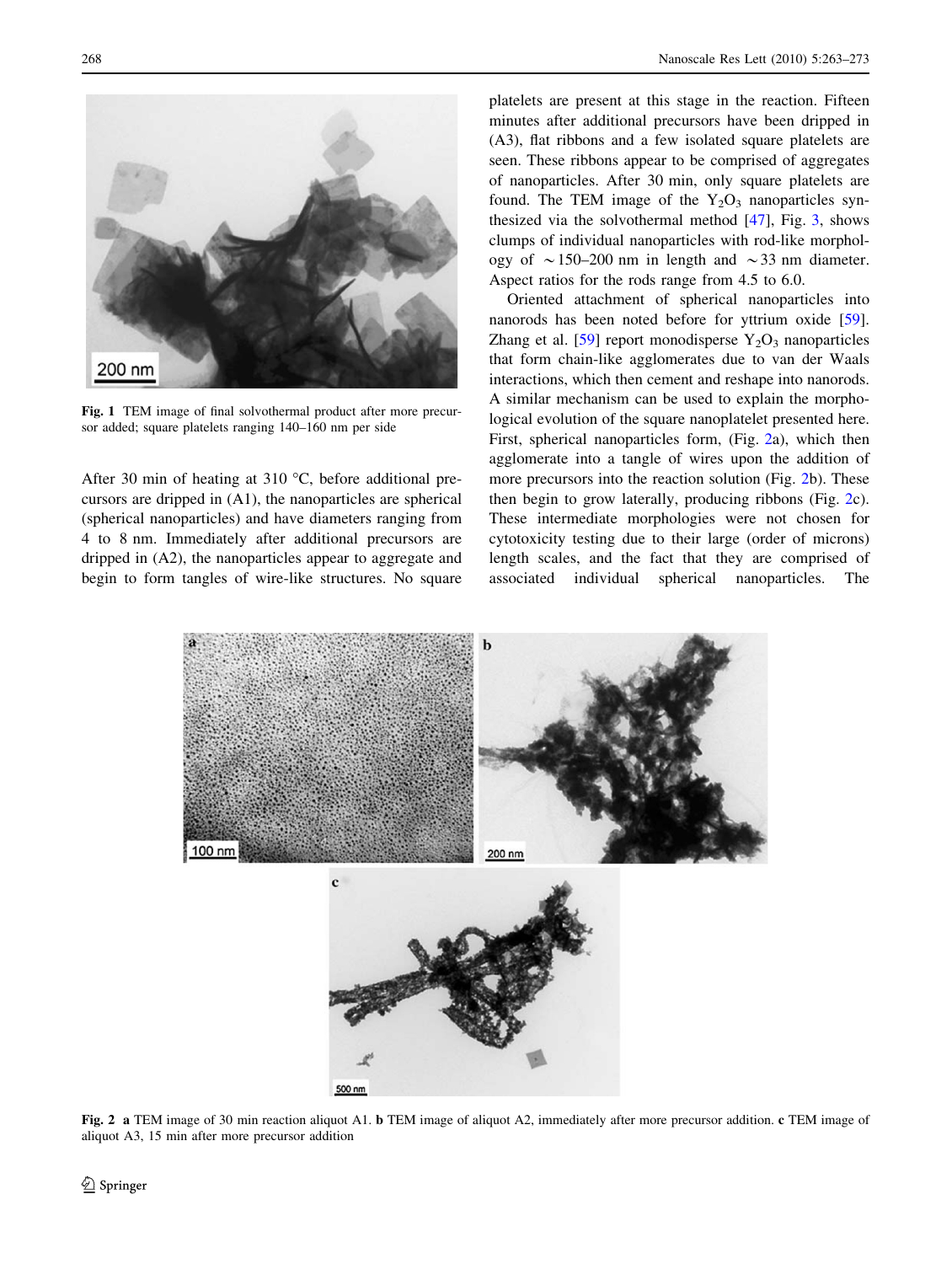Fig. 1 TEM image of final solvothermal product after more precursor added; square platelets ranging 140–160 nm per side

After 30 min of heating at 310 °C, before additional precursors are dripped in (A1), the nanoparticles are spherical (spherical nanoparticles) and have diameters ranging from 4 to 8 nm. Immediately after additional precursors are dripped in (A2), the nanoparticles appear to aggregate and begin to form tangles of wire-like structures. No square platelets are present at this stage in the reaction. Fifteen minutes after additional precursors have been dripped in (A3), flat ribbons and a few isolated square platelets are seen. These ribbons appear to be comprised of aggregates of nanoparticles. After 30 min, only square platelets are found. The TEM image of the $Y_2O_3$ nanoparticles synthesized via the solvothermal method [47], Fig. 3, shows clumps of individual nanoparticles with rod-like morphology of ~150–200 nm in length and ~33 nm diameter. Aspect ratios for the rods range from 4.5 to 6.0.

Oriented attachment of spherical nanoparticles into nanorods has been noted before for yttrium oxide [59]. Zhang et al. [59] report monodisperse $Y_2O_3$ nanoparticles that form chain-like agglomerates due to van der Waals interactions, which then cement and reshape into nanorods. A similar mechanism can be used to explain the morphological evolution of the square nanoplatelet presented here. First, spherical nanoparticles form, (Fig. 2a), which then agglomerate into a tangle of wires upon the addition of more precursors into the reaction solution (Fig. 2b). These then begin to grow laterally, producing ribbons (Fig. 2c). These intermediate morphologies were not chosen for cytotoxicity testing due to their large (order of microns) length scales, and the fact that they are comprised of associated individual spherical nanoparticles. The

Fig. 2 **a** TEM image of 30 min reaction aliquot A1. **b** TEM image of aliquot A2, immediately after more precursor addition. **c** TEM image of aliquot A3, 15 min after more precursor addition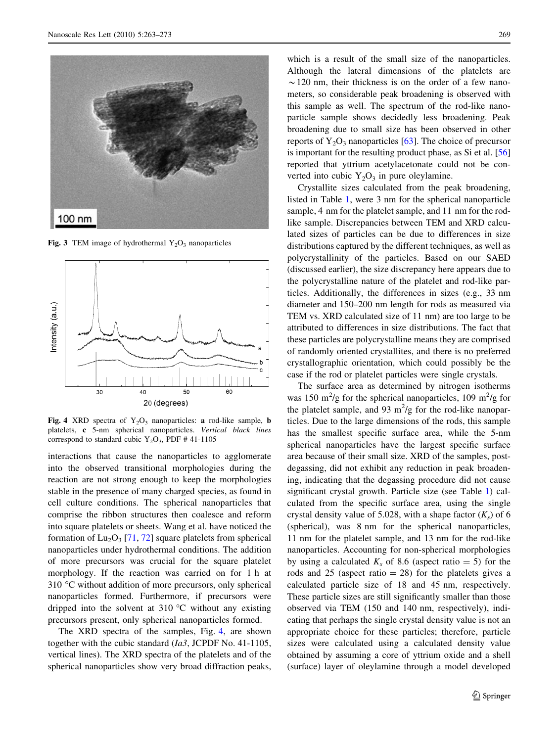Fig. 3 TEM image of hydrothermal $Y_2O_3$ nanoparticles

Fig. 4 XRD spectra of $Y_2O_3$ nanoparticles: **a** rod-like sample, **b** platelets, **c** 5-nm spherical nanoparticles. *Vertical black lines* correspond to standard cubic $Y_2O_3$, PDF # 41-1105

interactions that cause the nanoparticles to agglomerate into the observed transitional morphologies during the reaction are not strong enough to keep the morphologies stable in the presence of many charged species, as found in cell culture conditions. The spherical nanoparticles that comprise the ribbon structures then coalesce and reform into square platelets or sheets. Wang et al. have noticed the formation of $Lu_2O_3$ [71, 72] square platelets from spherical nanoparticles under hydrothermal conditions. The addition of more precursors was crucial for the square platelet morphology. If the reaction was carried on for 1 h at 310 °C without addition of more precursors, only spherical nanoparticles formed. Furthermore, if precursors were dripped into the solvent at 310 °C without any existing precursors present, only spherical nanoparticles formed.

The XRD spectra of the samples, Fig. 4, are shown together with the cubic standard (*Ia3*, JCPDF No. 41-1105, vertical lines). The XRD spectra of the platelets and of the spherical nanoparticles show very broad diffraction peaks, which is a result of the small size of the nanoparticles. Although the lateral dimensions of the platelets are ~120 nm, their thickness is on the order of a few nanometers, so considerable peak broadening is observed with this sample as well. The spectrum of the rod-like nanoparticle sample shows decidedly less broadening. Peak broadening due to small size has been observed in other reports of $Y_2O_3$ nanoparticles [63]. The choice of precursor is important for the resulting product phase, as Si et al. [56] reported that yttrium acetylacetonate could not be converted into cubic $Y_2O_3$ in pure oleylamine.

Crystallite sizes calculated from the peak broadening, listed in Table 1, were 3 nm for the spherical nanoparticle sample, 4 nm for the platelet sample, and 11 nm for the rod-like sample. Discrepancies between TEM and XRD calculated sizes of particles can be due to differences in size distributions captured by the different techniques, as well as polycrystallinity of the particles. Based on our SAED (discussed earlier), the size discrepancy here appears due to the polycrystalline nature of the platelet and rod-like particles. Additionally, the differences in sizes (e.g., 33 nm diameter and 150–200 nm length for rods as measured via TEM vs. XRD calculated size of 11 nm) are too large to be attributed to differences in size distributions. The fact that these particles are polycrystalline means they are comprised of randomly oriented crystallites, and there is no preferred crystallographic orientation, which could possibly be the case if the rod or platelet particles were single crystals.

The surface area as determined by nitrogen isotherms was 150 $m^2/g$ for the spherical nanoparticles, 109 $m^2/g$ for the platelet sample, and 93 $m^2/g$ for the rod-like nanoparticles. Due to the large dimensions of the rods, this sample has the smallest specific surface area, while the 5-nm spherical nanoparticles have the largest specific surface area because of their small size. XRD of the samples, post-degassing, did not exhibit any reduction in peak broadening, indicating that the degassing procedure did not cause significant crystal growth. Particle size (see Table 1) calculated from the specific surface area, using the single crystal density value of 5.028, with a shape factor ($K_s$) of 6 (spherical), was 8 nm for the spherical nanoparticles, 11 nm for the platelet sample, and 13 nm for the rod-like nanoparticles. Accounting for non-spherical morphologies by using a calculated $K_s$ of 8.6 (aspect ratio = 5) for the rods and 25 (aspect ratio = 28) for the platelets gives a calculated particle size of 18 and 45 nm, respectively. These particle sizes are still significantly smaller than those observed via TEM (150 and 140 nm, respectively), indicating that perhaps the single crystal density value is not an appropriate choice for these particles; therefore, particle sizes were calculated using a calculated density value obtained by assuming a core of yttrium oxide and a shell (surface) layer of oleylamine through a model developed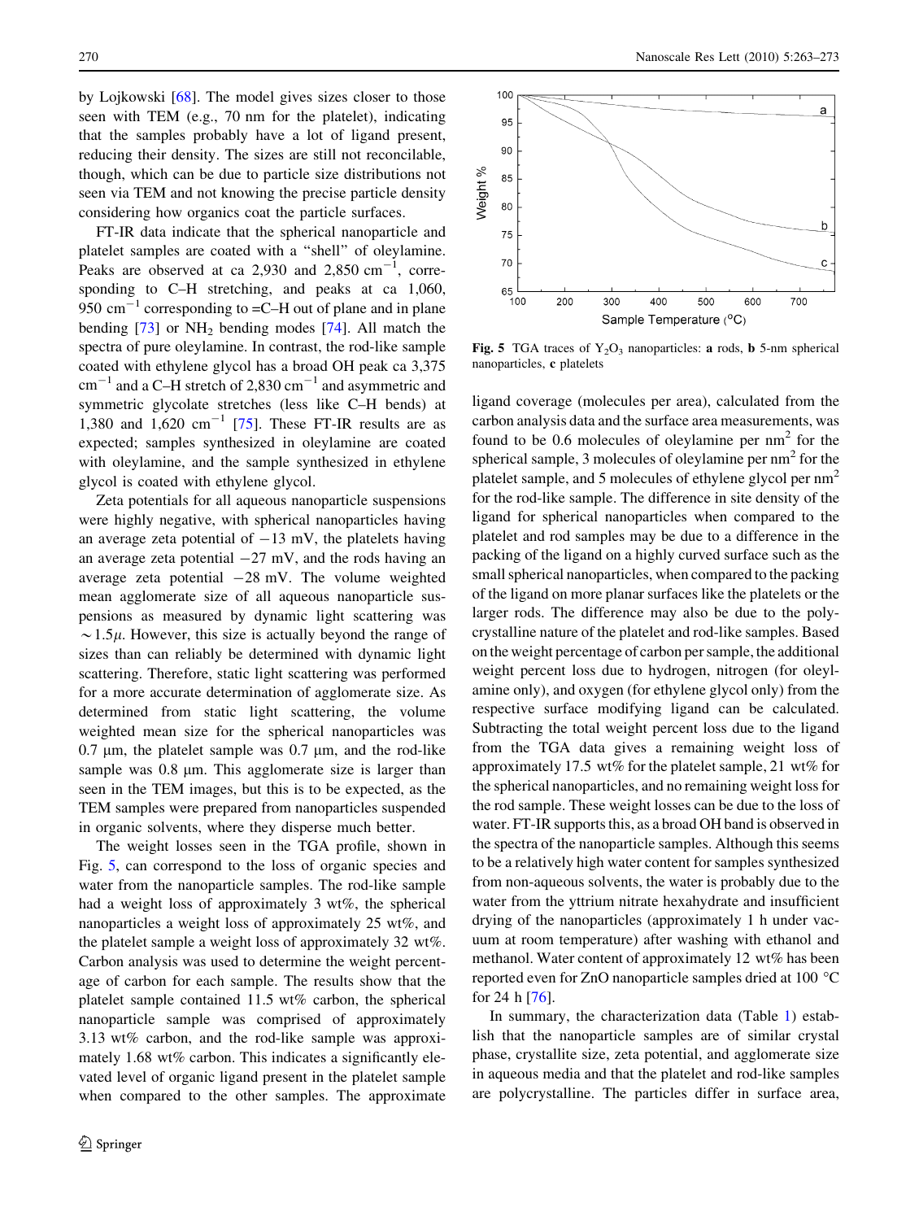by Lojkowski [68]. The model gives sizes closer to those seen with TEM (e.g., 70 nm for the platelet), indicating that the samples probably have a lot of ligand present, reducing their density. The sizes are still not reconcilable, though, which can be due to particle size distributions not seen via TEM and not knowing the precise particle density considering how organics coat the particle surfaces.

FT-IR data indicate that the spherical nanoparticle and platelet samples are coated with a "shell" of oleylamine. Peaks are observed at ca 2,930 and 2,850 $cm^{-1}$, corresponding to C–H stretching, and peaks at ca 1,060, 950 $cm^{-1}$ corresponding to =C–H out of plane and in plane bending [73] or $NH_2$ bending modes [74]. All match the spectra of pure oleylamine. In contrast, the rod-like sample coated with ethylene glycol has a broad OH peak ca 3,375 $cm^{-1}$ and a C–H stretch of 2,830 $cm^{-1}$ and asymmetric and symmetric glycolate stretches (less like C–H bends) at 1,380 and 1,620 $cm^{-1}$ [75]. These FT-IR results are as expected; samples synthesized in oleylamine are coated with oleylamine, and the sample synthesized in ethylene glycol is coated with ethylene glycol.

Zeta potentials for all aqueous nanoparticle suspensions were highly negative, with spherical nanoparticles having an average zeta potential of −13 mV, the platelets having an average zeta potential −27 mV, and the rods having an average zeta potential −28 mV. The volume weighted mean agglomerate size of all aqueous nanoparticle suspensions as measured by dynamic light scattering was ~1.5μ. However, this size is actually beyond the range of sizes than can reliably be determined with dynamic light scattering. Therefore, static light scattering was performed for a more accurate determination of agglomerate size. As determined from static light scattering, the volume weighted mean size for the spherical nanoparticles was 0.7 μm, the platelet sample was 0.7 μm, and the rod-like sample was 0.8 μm. This agglomerate size is larger than seen in the TEM images, but this is to be expected, as the TEM samples were prepared from nanoparticles suspended in organic solvents, where they disperse much better.

The weight losses seen in the TGA profile, shown in Fig. 5, can correspond to the loss of organic species and water from the nanoparticle samples. The rod-like sample had a weight loss of approximately 3 wt%, the spherical nanoparticles a weight loss of approximately 25 wt%, and the platelet sample a weight loss of approximately 32 wt%. Carbon analysis was used to determine the weight percentage of carbon for each sample. The results show that the platelet sample contained 11.5 wt% carbon, the spherical nanoparticle sample was comprised of approximately 3.13 wt% carbon, and the rod-like sample was approximately 1.68 wt% carbon. This indicates a significantly elevated level of organic ligand present in the platelet sample when compared to the other samples. The approximate ligand coverage (molecules per area), calculated from the carbon analysis data and the surface area measurements, was found to be 0.6 molecules of oleylamine per $nm^2$ for the spherical sample, 3 molecules of oleylamine per $nm^2$ for the platelet sample, and 5 molecules of ethylene glycol per $nm^2$ for the rod-like sample. The difference in site density of the ligand for spherical nanoparticles when compared to the platelet and rod samples may be due to a difference in the packing of the ligand on a highly curved surface such as the small spherical nanoparticles, when compared to the packing of the ligand on more planar surfaces like the platelets or the larger rods. The difference may also be due to the polycrystalline nature of the platelet and rod-like samples. Based on the weight percentage of carbon per sample, the additional weight percent loss due to hydrogen, nitrogen (for oleylamine only), and oxygen (for ethylene glycol only) from the respective surface modifying ligand can be calculated. Subtracting the total weight percent loss due to the ligand from the TGA data gives a remaining weight loss of approximately 17.5 wt% for the platelet sample, 21 wt% for the spherical nanoparticles, and no remaining weight loss for the rod sample. These weight losses can be due to the loss of water. FT-IR supports this, as a broad OH band is observed in the spectra of the nanoparticle samples. Although this seems to be a relatively high water content for samples synthesized from non-aqueous solvents, the water is probably due to the water from the yttrium nitrate hexahydrate and insufficient drying of the nanoparticles (approximately 1 h under vacuum at room temperature) after washing with ethanol and methanol. Water content of approximately 12 wt% has been reported even for ZnO nanoparticle samples dried at 100 °C for 24 h [76].

In summary, the characterization data (Table 1) establish that the nanoparticle samples are of similar crystal phase, crystallite size, zeta potential, and agglomerate size in aqueous media and that the platelet and rod-like samples are polycrystalline. The particles differ in surface area,

**Fig. 5** TGA traces of $Y_2O_3$ nanoparticles: **a** rods, **b** 5-nm spherical nanoparticles, **c** platelets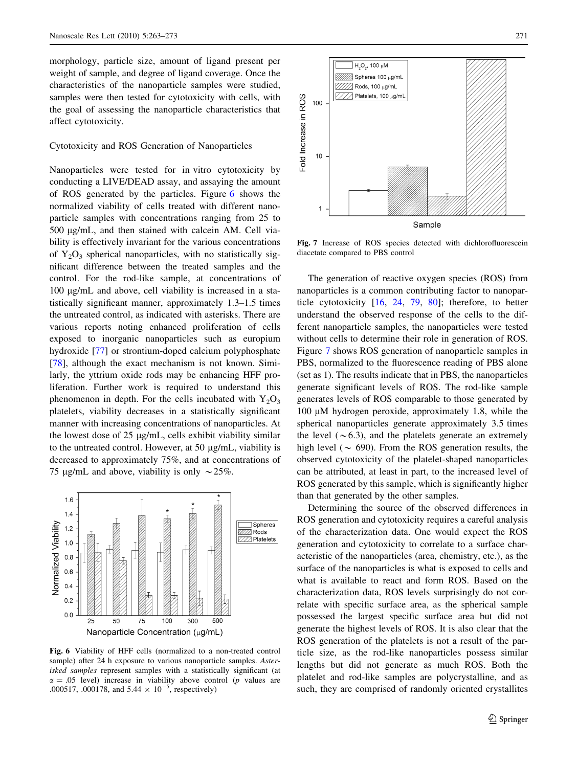morphology, particle size, amount of ligand present per weight of sample, and degree of ligand coverage. Once the characteristics of the nanoparticle samples were studied, samples were then tested for cytotoxicity with cells, with the goal of assessing the nanoparticle characteristics that affect cytotoxicity.

## Cytotoxicity and ROS Generation of Nanoparticles

Nanoparticles were tested for in vitro cytotoxicity by conducting a LIVE/DEAD assay, and assaying the amount of ROS generated by the particles. Figure 6 shows the normalized viability of cells treated with different nanoparticle samples with concentrations ranging from 25 to 500 μg/mL, and then stained with calcein AM. Cell viability is effectively invariant for the various concentrations of $Y_2O_3$ spherical nanoparticles, with no statistically significant difference between the treated samples and the control. For the rod-like sample, at concentrations of 100 μg/mL and above, cell viability is increased in a statistically significant manner, approximately 1.3–1.5 times the untreated control, as indicated with asterisks. There are various reports noting enhanced proliferation of cells exposed to inorganic nanoparticles such as europium hydroxide [77] or strontium-doped calcium polyphosphate [78], although the exact mechanism is not known. Similarly, the yttrium oxide rods may be enhancing HFF proliferation. Further work is required to understand this phenomenon in depth. For the cells incubated with $Y_2O_3$ platelets, viability decreases in a statistically significant manner with increasing concentrations of nanoparticles. At the lowest dose of 25 μg/mL, cells exhibit viability similar to the untreated control. However, at 50 μg/mL, viability is decreased to approximately 75%, and at concentrations of 75 μg/mL and above, viability is only ~25%.

**Fig. 6** Viability of HFF cells (normalized to a non-treated control sample) after 24 h exposure to various nanoparticle samples. *Asterisked samples* represent samples with a statistically significant (at $\alpha = .05$ level) increase in viability above control ($p$ values are .000517, .000178, and $5.44 \times 10^{-5}$, respectively)

**Fig. 7** Increase of ROS species detected with dichlorofluorescein diacetate compared to PBS control

The generation of reactive oxygen species (ROS) from nanoparticles is a common contributing factor to nanoparticle cytotoxicity [16, 24, 79, 80]; therefore, to better understand the observed response of the cells to the different nanoparticle samples, the nanoparticles were tested without cells to determine their role in generation of ROS. Figure 7 shows ROS generation of nanoparticle samples in PBS, normalized to the fluorescence reading of PBS alone (set as 1). The results indicate that in PBS, the nanoparticles generate significant levels of ROS. The rod-like sample generates levels of ROS comparable to those generated by 100 μM hydrogen peroxide, approximately 1.8, while the spherical nanoparticles generate approximately 3.5 times the level (~6.3), and the platelets generate an extremely high level (~ 690). From the ROS generation results, the observed cytotoxicity of the platelet-shaped nanoparticles can be attributed, at least in part, to the increased level of ROS generated by this sample, which is significantly higher than that generated by the other samples.

Determining the source of the observed differences in ROS generation and cytotoxicity requires a careful analysis of the characterization data. One would expect the ROS generation and cytotoxicity to correlate to a surface characteristic of the nanoparticles (area, chemistry, etc.), as the surface of the nanoparticles is what is exposed to cells and what is available to react and form ROS. Based on the characterization data, ROS levels surprisingly do not correlate with specific surface area, as the spherical sample possessed the largest specific surface area but did not generate the highest levels of ROS. It is also clear that the ROS generation of the platelets is not a result of the particle size, as the rod-like nanoparticles possess similar lengths but did not generate as much ROS. Both the platelet and rod-like samples are polycrystalline, and as such, they are comprised of randomly oriented crystallites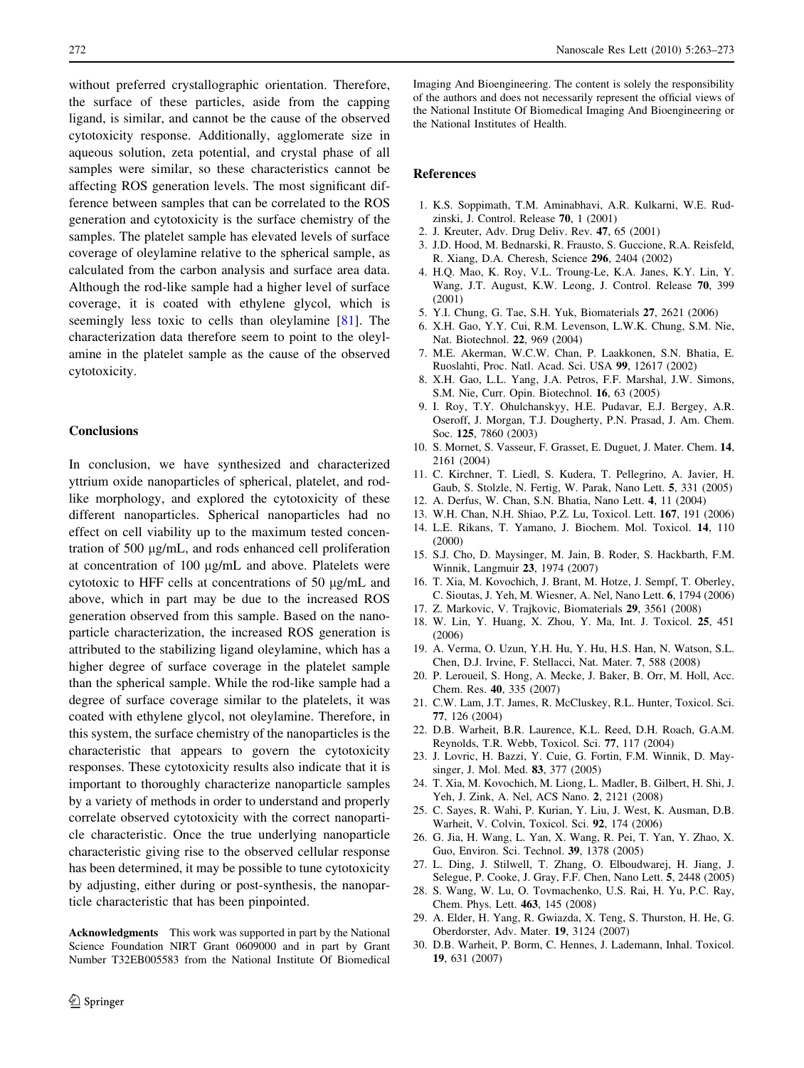without preferred crystallographic orientation. Therefore, the surface of these particles, aside from the capping ligand, is similar, and cannot be the cause of the observed cytotoxicity response. Additionally, agglomerate size in aqueous solution, zeta potential, and crystal phase of all samples were similar, so these characteristics cannot be affecting ROS generation levels. The most significant difference between samples that can be correlated to the ROS generation and cytotoxicity is the surface chemistry of the samples. The platelet sample has elevated levels of surface coverage of oleylamine relative to the spherical sample, as calculated from the carbon analysis and surface area data. Although the rod-like sample had a higher level of surface coverage, it is coated with ethylene glycol, which is seemingly less toxic to cells than oleylamine [81]. The characterization data therefore seem to point to the oleylamine in the platelet sample as the cause of the observed cytotoxicity.

## Conclusions

In conclusion, we have synthesized and characterized yttrium oxide nanoparticles of spherical, platelet, and rod-like morphology, and explored the cytotoxicity of these different nanoparticles. Spherical nanoparticles had no effect on cell viability up to the maximum tested concentration of 500 μg/mL, and rods enhanced cell proliferation at concentration of 100 μg/mL and above. Platelets were cytotoxic to HFF cells at concentrations of 50 μg/mL and above, which in part may be due to the increased ROS generation observed from this sample. Based on the nanoparticle characterization, the increased ROS generation is attributed to the stabilizing ligand oleylamine, which has a higher degree of surface coverage in the platelet sample than the spherical sample. While the rod-like sample had a degree of surface coverage similar to the platelets, it was coated with ethylene glycol, not oleylamine. Therefore, in this system, the surface chemistry of the nanoparticles is the characteristic that appears to govern the cytotoxicity responses. These cytotoxicity results also indicate that it is important to thoroughly characterize nanoparticle samples by a variety of methods in order to understand and properly correlate observed cytotoxicity with the correct nanoparticle characteristic. Once the true underlying nanoparticle characteristic giving rise to the observed cellular response has been determined, it may be possible to tune cytotoxicity by adjusting, either during or post-synthesis, the nanoparticle characteristic that has been pinpointed.

**Acknowledgments** This work was supported in part by the National Science Foundation NIRT Grant 0609000 and in part by Grant Number T32EB005583 from the National Institute Of Biomedical Imaging And Bioengineering. The content is solely the responsibility of the authors and does not necessarily represent the official views of the National Institute Of Biomedical Imaging And Bioengineering or the National Institutes of Health.

## References

1. K.S. Soppimath, T.M. Aminabhavi, A.R. Kulkarni, W.E. Rudzinski, J. Control. Release **70**, 1 (2001)
2. J. Kreuter, Adv. Drug Deliv. Rev. **47**, 65 (2001)
3. J.D. Hood, M. Bednarski, R. Frausto, S. Guccione, R.A. Reisfeld, R. Xiang, D.A. Cheresh, Science **296**, 2404 (2002)
4. H.Q. Mao, K. Roy, V.L. Troung-Le, K.A. Janes, K.Y. Lin, Y. Wang, J.T. August, K.W. Leong, J. Control. Release **70**, 399 (2001)
5. Y.I. Chung, G. Tae, S.H. Yuk, Biomaterials **27**, 2621 (2006)
6. X.H. Gao, Y.Y. Cui, R.M. Levenson, L.W.K. Chung, S.M. Nie, Nat. Biotechnol. **22**, 969 (2004)
7. M.E. Akerman, W.C.W. Chan, P. Laakkonen, S.N. Bhatia, E. Ruoslahti, Proc. Natl. Acad. Sci. USA **99**, 12617 (2002)
8. X.H. Gao, L.L. Yang, J.A. Petros, F.F. Marshal, J.W. Simons, S.M. Nie, Curr. Opin. Biotechnol. **16**, 63 (2005)
9. I. Roy, T.Y. Ohulchanskyy, H.E. Pudavar, E.J. Bergey, A.R. Oseroff, J. Morgan, T.J. Dougherty, P.N. Prasad, J. Am. Chem. Soc. **125**, 7860 (2003)
10. S. Mornet, S. Vasseur, F. Grasset, E. Duguet, J. Mater. Chem. **14**, 2161 (2004)
11. C. Kirchner, T. Liedl, S. Kudera, T. Pellegrino, A. Javier, H. Gaub, S. Stolzle, N. Fertig, W. Parak, Nano Lett. **5**, 331 (2005)
12. A. Derfus, W. Chan, S.N. Bhatia, Nano Lett. **4**, 11 (2004)
13. W.H. Chan, N.H. Shiao, P.Z. Lu, Toxicol. Lett. **167**, 191 (2006)
14. L.E. Rikans, T. Yamano, J. Biochem. Mol. Toxicol. **14**, 110 (2000)
15. S.J. Cho, D. Maysinger, M. Jain, B. Roder, S. Hackbarth, F.M. Winnik, Langmuir **23**, 1974 (2007)
16. T. Xia, M. Kovochich, J. Brant, M. Hotze, J. Sempf, T. Oberley, C. Sioutas, J. Yeh, M. Wiesner, A. Nel, Nano Lett. **6**, 1794 (2006)
17. Z. Markovic, V. Trajkovic, Biomaterials **29**, 3561 (2008)
18. W. Lin, Y. Huang, X. Zhou, Y. Ma, Int. J. Toxicol. **25**, 451 (2006)
19. A. Verma, O. Uzun, Y.H. Hu, Y. Hu, H.S. Han, N. Watson, S.L. Chen, D.J. Irvine, F. Stellacci, Nat. Mater. **7**, 588 (2008)
20. P. Leroueil, S. Hong, A. Mecke, J. Baker, B. Orr, M. Holl, Acc. Chem. Res. **40**, 335 (2007)
21. C.W. Lam, J.T. James, R. McCluskey, R.L. Hunter, Toxicol. Sci. **77**, 126 (2004)
22. D.B. Warheit, B.R. Laurence, K.L. Reed, D.H. Roach, G.A.M. Reynolds, T.R. Webb, Toxicol. Sci. **77**, 117 (2004)
23. J. Lovric, H. Bazzi, Y. Cuie, G. Fortin, F.M. Winnik, D. Maysinger, J. Mol. Med. **83**, 377 (2005)
24. T. Xia, M. Kovochich, M. Liong, L. Madler, B. Gilbert, H. Shi, J. Yeh, J. Zink, A. Nel, ACS Nano. **2**, 2121 (2008)
25. C. Sayes, R. Wahi, P. Kurian, Y. Liu, J. West, K. Ausman, D.B. Warheit, V. Colvin, Toxicol. Sci. **92**, 174 (2006)
26. G. Jia, H. Wang, L. Yan, X. Wang, R. Pei, T. Yan, Y. Zhao, X. Guo, Environ. Sci. Technol. **39**, 1378 (2005)
27. L. Ding, J. Stilwell, T. Zhang, O. Elboudwarej, H. Jiang, J. Selegue, P. Cooke, J. Gray, F.F. Chen, Nano Lett. **5**, 2448 (2005)
28. S. Wang, W. Lu, O. Tovmachenko, U.S. Rai, H. Yu, P.C. Ray, Chem. Phys. Lett. **463**, 145 (2008)
29. A. Elder, H. Yang, R. Gwiazda, X. Teng, S. Thurston, H. He, G. Oberdorster, Adv. Mater. **19**, 3124 (2007)
30. D.B. Warheit, P. Borm, C. Hennes, J. Lademann, Inhal. Toxicol. **19**, 631 (2007)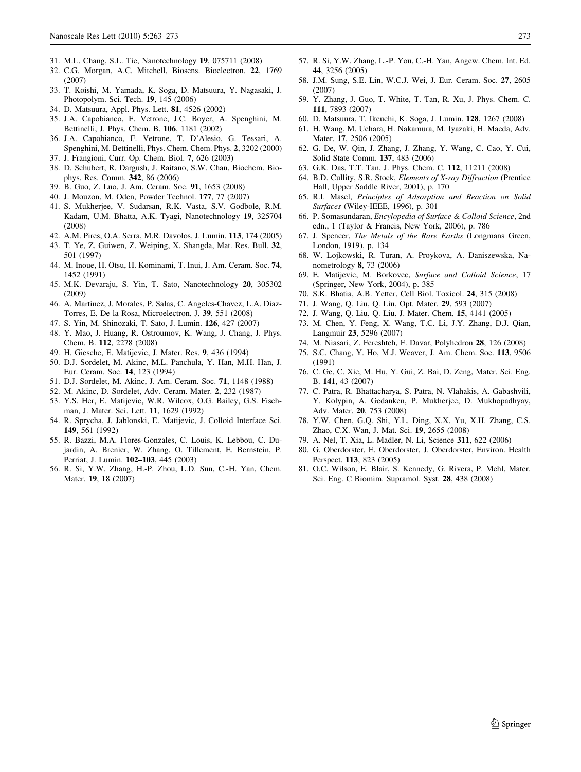31. M.L. Chang, S.L. Tie, Nanotechnology **19**, 075711 (2008)
32. C.G. Morgan, A.C. Mitchell, Biosens. Bioelectron. **22**, 1769 (2007)
33. T. Koishi, M. Yamada, K. Soga, D. Matsuura, Y. Nagasaki, J. Photopolym. Sci. Tech. **19**, 145 (2006)
34. D. Matsuura, Appl. Phys. Lett. **81**, 4526 (2002)
35. J.A. Capobianco, F. Vetrone, J.C. Boyer, A. Spenghini, M. Bettinelli, J. Phys. Chem. B. **106**, 1181 (2002)
36. J.A. Capobianco, F. Vetrone, T. D'Alesio, G. Tessari, A. Spenghini, M. Bettinelli, Phys. Chem. Chem. Phys. **2**, 3202 (2000)
37. J. Frangioni, Curr. Op. Chem. Biol. **7**, 626 (2003)
38. D. Schubert, R. Dargush, J. Raitano, S.W. Chan, Biochem. Biophys. Res. Comm. **342**, 86 (2006)
39. B. Guo, Z. Luo, J. Am. Ceram. Soc. **91**, 1653 (2008)
40. J. Mouzon, M. Oden, Powder Technol. **177**, 77 (2007)
41. S. Mukherjee, V. Sudarsan, R.K. Vasta, S.V. Godbole, R.M. Kadam, U.M. Bhatta, A.K. Tyagi, Nanotechnology **19**, 325704 (2008)
42. A.M. Pires, O.A. Serra, M.R. Davolos, J. Lumin. **113**, 174 (2005)
43. T. Ye, Z. Guiwen, Z. Weiping, X. Shangda, Mat. Res. Bull. **32**, 501 (1997)
44. M. Inoue, H. Otsu, H. Kominami, T. Inui, J. Am. Ceram. Soc. **74**, 1452 (1991)
45. M.K. Devaraju, S. Yin, T. Sato, Nanotechnology **20**, 305302 (2009)
46. A. Martinez, J. Morales, P. Salas, C. Angeles-Chavez, L.A. Diaz-Torres, E. De la Rosa, Microelectron. J. **39**, 551 (2008)
47. S. Yin, M. Shinozaki, T. Sato, J. Lumin. **126**, 427 (2007)
48. Y. Mao, J. Huang, R. Ostroumov, K. Wang, J. Chang, J. Phys. Chem. B. **112**, 2278 (2008)
49. H. Giesche, E. Matijevic, J. Mater. Res. **9**, 436 (1994)
50. D.J. Sordelet, M. Akinc, M.L. Panchula, Y. Han, M.H. Han, J. Eur. Ceram. Soc. **14**, 123 (1994)
51. D.J. Sordelet, M. Akinc, J. Am. Ceram. Soc. **71**, 1148 (1988)
52. M. Akinc, D. Sordelet, Adv. Ceram. Mater. **2**, 232 (1987)
53. Y.S. Her, E. Matijevic, W.R. Wilcox, O.G. Bailey, G.S. Fischman, J. Mater. Sci. Lett. **11**, 1629 (1992)
54. R. Sprycha, J. Jablonski, E. Matijevic, J. Colloid Interface Sci. **149**, 561 (1992)
55. R. Bazzi, M.A. Flores-Gonzales, C. Louis, K. Lebbou, C. Dujardin, A. Brenier, W. Zhang, O. Tillement, E. Bernstein, P. Perriat, J. Lumin. **102–103**, 445 (2003)
56. R. Si, Y.W. Zhang, H.-P. Zhou, L.D. Sun, C.-H. Yan, Chem. Mater. **19**, 18 (2007)
57. R. Si, Y.W. Zhang, L.-P. You, C.-H. Yan, Angew. Chem. Int. Ed. **44**, 3256 (2005)
58. J.M. Sung, S.E. Lin, W.C.J. Wei, J. Eur. Ceram. Soc. **27**, 2605 (2007)
59. Y. Zhang, J. Guo, T. White, T. Tan, R. Xu, J. Phys. Chem. C. **111**, 7893 (2007)
60. D. Matsuura, T. Ikeuchi, K. Soga, J. Lumin. **128**, 1267 (2008)
61. H. Wang, M. Uehara, H. Nakamura, M. Iyazaki, H. Maeda, Adv. Mater. **17**, 2506 (2005)
62. G. De, W. Qin, J. Zhang, J. Zhang, Y. Wang, C. Cao, Y. Cui, Solid State Comm. **137**, 483 (2006)
63. G.K. Das, T.T. Tan, J. Phys. Chem. C. **112**, 11211 (2008)
64. B.D. Cullity, S.R. Stock, *Elements of X-ray Diffraction* (Prentice Hall, Upper Saddle River, 2001), p. 170
65. R.I. Masel, *Principles of Adsorption and Reaction on Solid Surfaces* (Wiley-IEEE, 1996), p. 301
66. P. Somasundaran, *Encylopedia of Surface & Colloid Science*, 2nd edn., 1 (Taylor & Francis, New York, 2006), p. 786
67. J. Spencer, *The Metals of the Rare Earths* (Longmans Green, London, 1919), p. 134
68. W. Lojkowski, R. Turan, A. Proykova, A. Daniszewska, Nanometrology **8**, 73 (2006)
69. E. Matijevic, M. Borkovec, *Surface and Colloid Science*, 17 (Springer, New York, 2004), p. 385
70. S.K. Bhatia, A.B. Yetter, Cell Biol. Toxicol. **24**, 315 (2008)
71. J. Wang, Q. Liu, Q. Liu, Opt. Mater. **29**, 593 (2007)
72. J. Wang, Q. Liu, Q. Liu, J. Mater. Chem. **15**, 4141 (2005)
73. M. Chen, Y. Feng, X. Wang, T.C. Li, J.Y. Zhang, D.J. Qian, Langmuir **23**, 5296 (2007)
74. M. Niasari, Z. Fereshteh, F. Davar, Polyhedron **28**, 126 (2008)
75. S.C. Chang, Y. Ho, M.J. Weaver, J. Am. Chem. Soc. **113**, 9506 (1991)
76. C. Ge, C. Xie, M. Hu, Y. Gui, Z. Bai, D. Zeng, Mater. Sci. Eng. B. **141**, 43 (2007)
77. C. Patra, R. Bhattacharya, S. Patra, N. Vlahakis, A. Gabashvili, Y. Kolypin, A. Gedanken, P. Mukherjee, D. Mukhopadhyay, Adv. Mater. **20**, 753 (2008)
78. Y.W. Chen, G.Q. Shi, Y.L. Ding, X.X. Yu, X.H. Zhang, C.S. Zhao, C.X. Wan, J. Mat. Sci. **19**, 2655 (2008)
79. A. Nel, T. Xia, L. Madler, N. Li, Science **311**, 622 (2006)
80. G. Oberdorster, E. Oberdorster, J. Oberdorster, Environ. Health Perspect. **113**, 823 (2005)
81. O.C. Wilson, E. Blair, S. Kennedy, G. Rivera, P. Mehl, Mater. Sci. Eng. C Biomim. Supramol. Syst. **28**, 438 (2008)